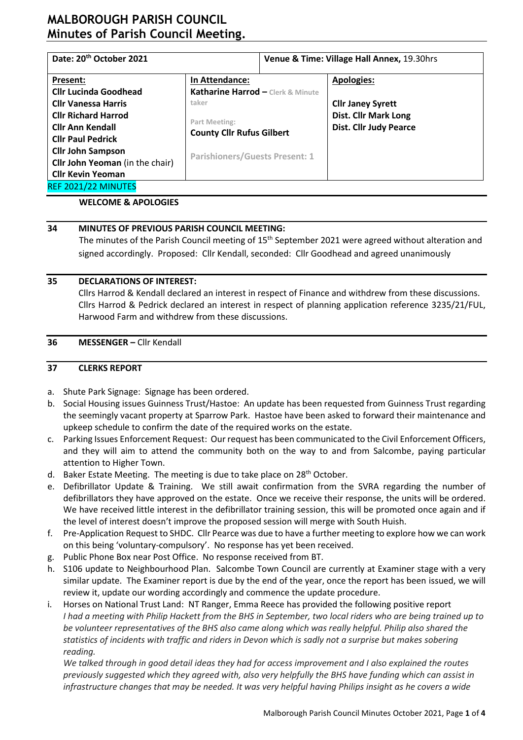# MALBOROUGH PARISH COUNCIL
## Minutes of Parish Council Meeting.

| Date: 20th October 2021 | | Venue & Time: Village Hall Annex, 19.30hrs |
|---|---|---|
| **Present:**<br>**Cllr Lucinda Goodhead**<br>**Cllr Vanessa Harris**<br>**Cllr Richard Harrod**<br>**Cllr Ann Kendall**<br>**Cllr Paul Pedrick**<br>**Cllr John Sampson**<br>**Cllr John Yeoman** (in the chair)<br>**Cllr Kevin Yeoman** | **In Attendance:**<br>**Katharine Harrod –** Clerk & Minute taker<br><br>Part Meeting:<br>**County Cllr Rufus Gilbert**<br><br>Parishioners/Guests Present: 1 | **Apologies:**<br><br>**Cllr Janey Syrett**<br>**Dist. Cllr Mark Long**<br>**Dist. Cllr Judy Pearce** |

REF 2021/22 MINUTES

**WELCOME & APOLOGIES**

**34 MINUTES OF PREVIOUS PARISH COUNCIL MEETING:**

The minutes of the Parish Council meeting of 15th September 2021 were agreed without alteration and signed accordingly. Proposed: Cllr Kendall, seconded: Cllr Goodhead and agreed unanimously

**35 DECLARATIONS OF INTEREST:**

Cllrs Harrod & Kendall declared an interest in respect of Finance and withdrew from these discussions. Cllrs Harrod & Pedrick declared an interest in respect of planning application reference 3235/21/FUL, Harwood Farm and withdrew from these discussions.

**36 MESSENGER –** Cllr Kendall

**37 CLERKS REPORT**

a. Shute Park Signage: Signage has been ordered.
b. Social Housing issues Guinness Trust/Hastoe: An update has been requested from Guinness Trust regarding the seemingly vacant property at Sparrow Park. Hastoe have been asked to forward their maintenance and upkeep schedule to confirm the date of the required works on the estate.
c. Parking Issues Enforcement Request: Our request has been communicated to the Civil Enforcement Officers, and they will aim to attend the community both on the way to and from Salcombe, paying particular attention to Higher Town.
d. Baker Estate Meeting. The meeting is due to take place on 28th October.
e. Defibrillator Update & Training. We still await confirmation from the SVRA regarding the number of defibrillators they have approved on the estate. Once we receive their response, the units will be ordered. We have received little interest in the defibrillator training session, this will be promoted once again and if the level of interest doesn't improve the proposed session will merge with South Huish.
f. Pre-Application Request to SHDC. Cllr Pearce was due to have a further meeting to explore how we can work on this being 'voluntary-compulsory'. No response has yet been received.
g. Public Phone Box near Post Office. No response received from BT.
h. S106 update to Neighbourhood Plan. Salcombe Town Council are currently at Examiner stage with a very similar update. The Examiner report is due by the end of the year, once the report has been issued, we will review it, update our wording accordingly and commence the update procedure.
i. Horses on National Trust Land: NT Ranger, Emma Reece has provided the following positive report

*I had a meeting with Philip Hackett from the BHS in September, two local riders who are being trained up to be volunteer representatives of the BHS also came along which was really helpful. Philip also shared the statistics of incidents with traffic and riders in Devon which is sadly not a surprise but makes sobering reading.*

*We talked through in good detail ideas they had for access improvement and I also explained the routes previously suggested which they agreed with, also very helpfully the BHS have funding which can assist in infrastructure changes that may be needed. It was very helpful having Philips insight as he covers a wide*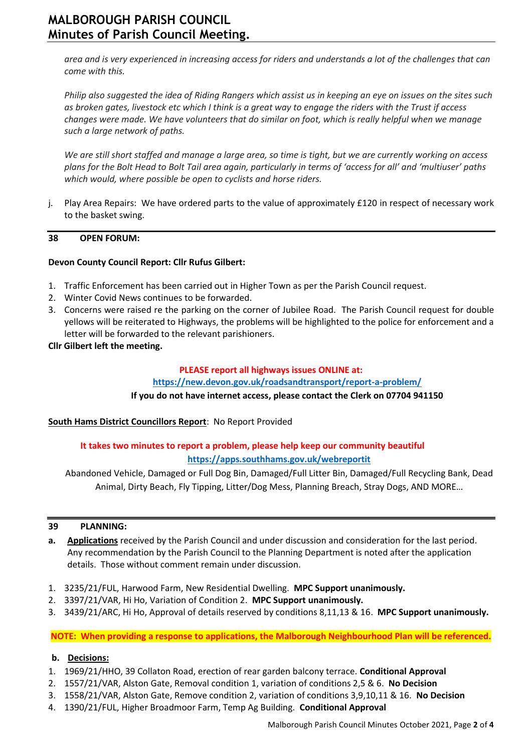*area and is very experienced in increasing access for riders and understands a lot of the challenges that can come with this.*

*Philip also suggested the idea of Riding Rangers which assist us in keeping an eye on issues on the sites such as broken gates, livestock etc which I think is a great way to engage the riders with the Trust if access changes were made. We have volunteers that do similar on foot, which is really helpful when we manage such a large network of paths.*

*We are still short staffed and manage a large area, so time is tight, but we are currently working on access plans for the Bolt Head to Bolt Tail area again, particularly in terms of 'access for all' and 'multiuser' paths which would, where possible be open to cyclists and horse riders.*

j. Play Area Repairs: We have ordered parts to the value of approximately £120 in respect of necessary work to the basket swing.

## 38 OPEN FORUM:

**Devon County Council Report: Cllr Rufus Gilbert:**

1. Traffic Enforcement has been carried out in Higher Town as per the Parish Council request.
2. Winter Covid News continues to be forwarded.
3. Concerns were raised re the parking on the corner of Jubilee Road. The Parish Council request for double yellows will be reiterated to Highways, the problems will be highlighted to the police for enforcement and a letter will be forwarded to the relevant parishioners.

**Cllr Gilbert left the meeting.**

**PLEASE report all highways issues ONLINE at:**
**https://new.devon.gov.uk/roadsandtransport/report-a-problem/**
**If you do not have internet access, please contact the Clerk on 07704 941150**

**South Hams District Councillors Report**: No Report Provided

**It takes two minutes to report a problem, please help keep our community beautiful**
**https://apps.southhams.gov.uk/webreportit**

Abandoned Vehicle, Damaged or Full Dog Bin, Damaged/Full Litter Bin, Damaged/Full Recycling Bank, Dead Animal, Dirty Beach, Fly Tipping, Litter/Dog Mess, Planning Breach, Stray Dogs, AND MORE…

## 39 PLANNING:

**a.** **Applications** received by the Parish Council and under discussion and consideration for the last period. Any recommendation by the Parish Council to the Planning Department is noted after the application details. Those without comment remain under discussion.

1. 3235/21/FUL, Harwood Farm, New Residential Dwelling. **MPC Support unanimously.**
2. 3397/21/VAR, Hi Ho, Variation of Condition 2. **MPC Support unanimously.**
3. 3439/21/ARC, Hi Ho, Approval of details reserved by conditions 8,11,13 & 16. **MPC Support unanimously.**

**NOTE: When providing a response to applications, the Malborough Neighbourhood Plan will be referenced.**

**b.** **Decisions:**

1. 1969/21/HHO, 39 Collaton Road, erection of rear garden balcony terrace. **Conditional Approval**
2. 1557/21/VAR, Alston Gate, Removal condition 1, variation of conditions 2,5 & 6. **No Decision**
3. 1558/21/VAR, Alston Gate, Remove condition 2, variation of conditions 3,9,10,11 & 16. **No Decision**
4. 1390/21/FUL, Higher Broadmoor Farm, Temp Ag Building. **Conditional Approval**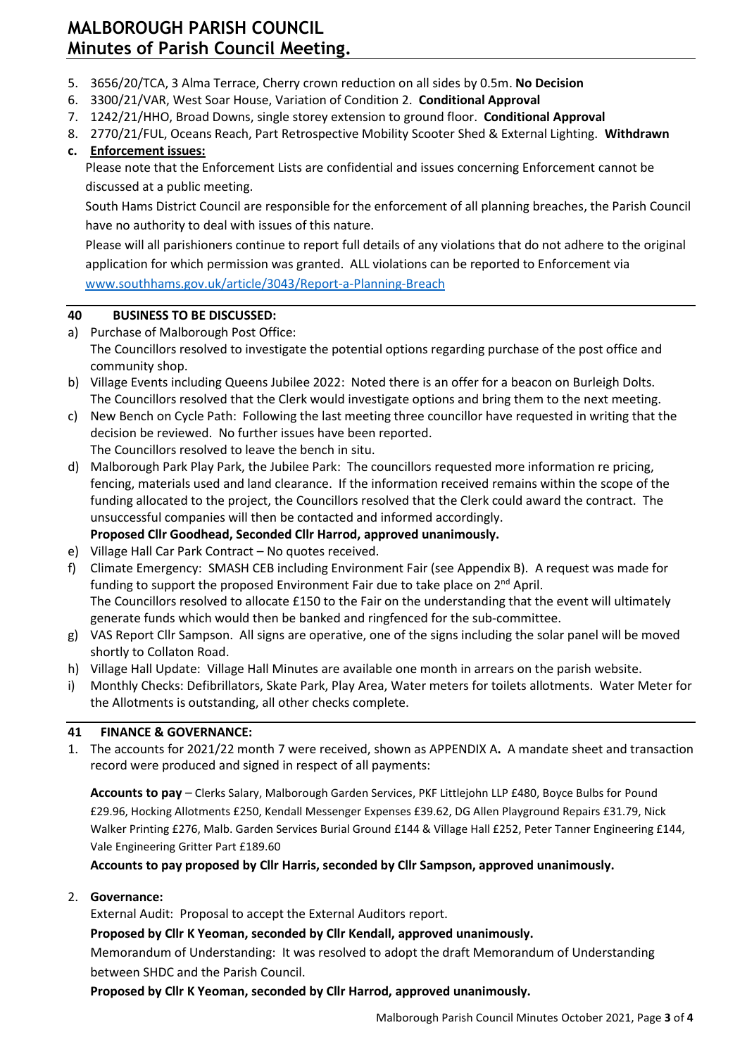5. 3656/20/TCA, 3 Alma Terrace, Cherry crown reduction on all sides by 0.5m. **No Decision**
6. 3300/21/VAR, West Soar House, Variation of Condition 2. **Conditional Approval**
7. 1242/21/HHO, Broad Downs, single storey extension to ground floor. **Conditional Approval**
8. 2770/21/FUL, Oceans Reach, Part Retrospective Mobility Scooter Shed & External Lighting. **Withdrawn**

**c. Enforcement issues:**

Please note that the Enforcement Lists are confidential and issues concerning Enforcement cannot be discussed at a public meeting.

South Hams District Council are responsible for the enforcement of all planning breaches, the Parish Council have no authority to deal with issues of this nature.

Please will all parishioners continue to report full details of any violations that do not adhere to the original application for which permission was granted. ALL violations can be reported to Enforcement via www.southhams.gov.uk/article/3043/Report-a-Planning-Breach

## 40 BUSINESS TO BE DISCUSSED:

a) Purchase of Malborough Post Office:
The Councillors resolved to investigate the potential options regarding purchase of the post office and community shop.

b) Village Events including Queens Jubilee 2022: Noted there is an offer for a beacon on Burleigh Dolts. The Councillors resolved that the Clerk would investigate options and bring them to the next meeting.

c) New Bench on Cycle Path: Following the last meeting three councillor have requested in writing that the decision be reviewed. No further issues have been reported.
The Councillors resolved to leave the bench in situ.

d) Malborough Park Play Park, the Jubilee Park: The councillors requested more information re pricing, fencing, materials used and land clearance. If the information received remains within the scope of the funding allocated to the project, the Councillors resolved that the Clerk could award the contract. The unsuccessful companies will then be contacted and informed accordingly.
**Proposed Cllr Goodhead, Seconded Cllr Harrod, approved unanimously.**

e) Village Hall Car Park Contract – No quotes received.

f) Climate Emergency: SMASH CEB including Environment Fair (see Appendix B). A request was made for funding to support the proposed Environment Fair due to take place on 2nd April.
The Councillors resolved to allocate £150 to the Fair on the understanding that the event will ultimately generate funds which would then be banked and ringfenced for the sub-committee.

g) VAS Report Cllr Sampson. All signs are operative, one of the signs including the solar panel will be moved shortly to Collaton Road.

h) Village Hall Update: Village Hall Minutes are available one month in arrears on the parish website.

i) Monthly Checks: Defibrillators, Skate Park, Play Area, Water meters for toilets allotments. Water Meter for the Allotments is outstanding, all other checks complete.

## 41 FINANCE & GOVERNANCE:

1. The accounts for 2021/22 month 7 were received, shown as APPENDIX A**.** A mandate sheet and transaction record were produced and signed in respect of all payments:

   **Accounts to pay** – Clerks Salary, Malborough Garden Services, PKF Littlejohn LLP £480, Boyce Bulbs for Pound £29.96, Hocking Allotments £250, Kendall Messenger Expenses £39.62, DG Allen Playground Repairs £31.79, Nick Walker Printing £276, Malb. Garden Services Burial Ground £144 & Village Hall £252, Peter Tanner Engineering £144, Vale Engineering Gritter Part £189.60

   **Accounts to pay proposed by Cllr Harris, seconded by Cllr Sampson, approved unanimously.**

2. **Governance:**

   External Audit: Proposal to accept the External Auditors report.

   **Proposed by Cllr K Yeoman, seconded by Cllr Kendall, approved unanimously.**

   Memorandum of Understanding: It was resolved to adopt the draft Memorandum of Understanding between SHDC and the Parish Council.

   **Proposed by Cllr K Yeoman, seconded by Cllr Harrod, approved unanimously.**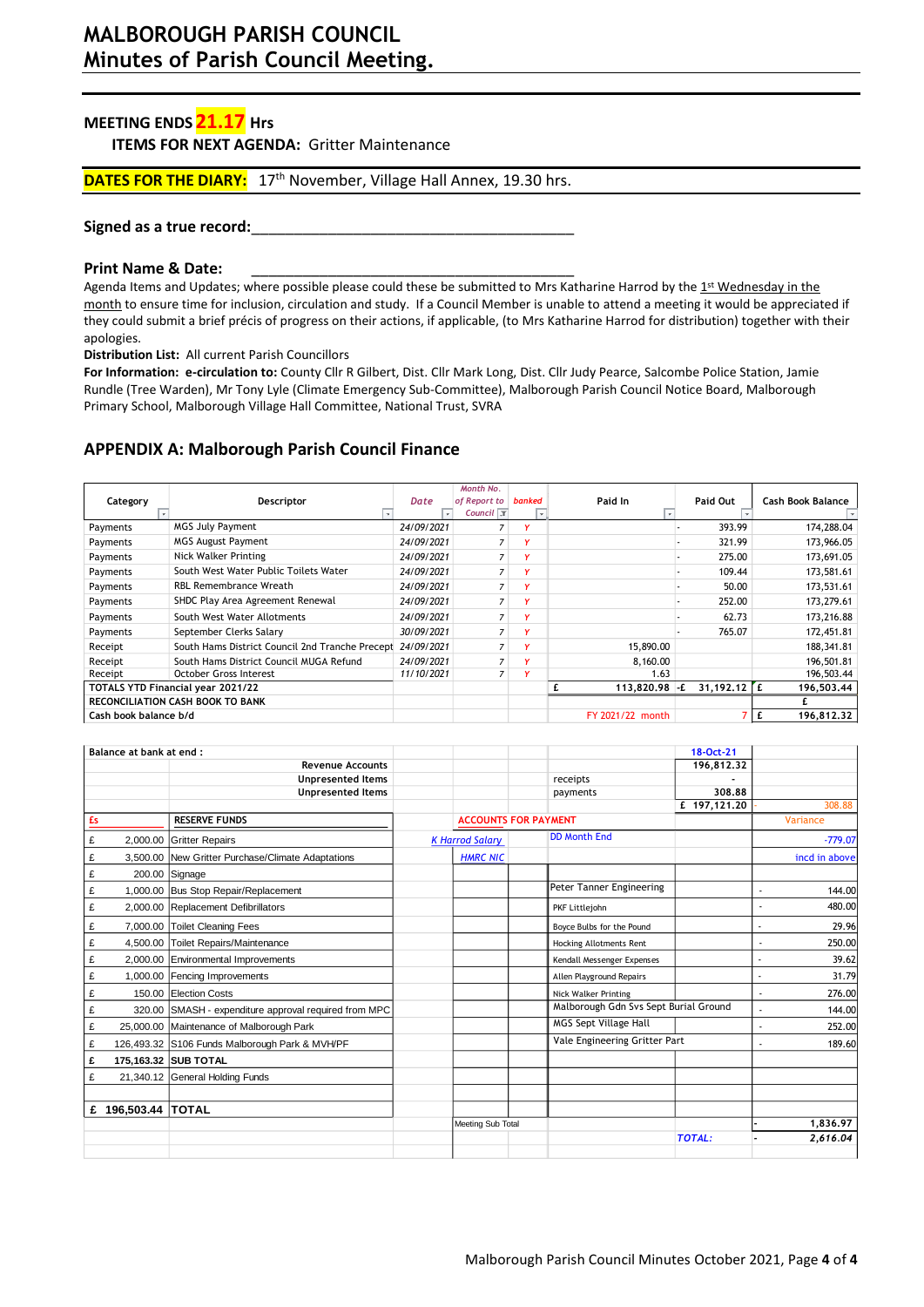# MALBOROUGH PARISH COUNCIL
# Minutes of Parish Council Meeting.

**MEETING ENDS 21.17 Hrs**

**ITEMS FOR NEXT AGENDA:** Gritter Maintenance

**DATES FOR THE DIARY:** 17th November, Village Hall Annex, 19.30 hrs.

**Signed as a true record:**\_\_\_\_\_\_\_\_\_\_\_\_\_\_\_\_\_\_\_\_\_\_\_\_\_\_\_\_\_\_\_\_\_\_\_\_\_\_\_\_

**Print Name & Date:** \_\_\_\_\_\_\_\_\_\_\_\_\_\_\_\_\_\_\_\_\_\_\_\_\_\_\_\_\_\_\_\_\_\_\_\_\_\_\_\_

Agenda Items and Updates; where possible please could these be submitted to Mrs Katharine Harrod by the 1st Wednesday in the month to ensure time for inclusion, circulation and study. If a Council Member is unable to attend a meeting it would be appreciated if they could submit a brief précis of progress on their actions, if applicable, (to Mrs Katharine Harrod for distribution) together with their apologies.

**Distribution List:** All current Parish Councillors

**For Information: e-circulation to:** County Cllr R Gilbert, Dist. Cllr Mark Long, Dist. Cllr Judy Pearce, Salcombe Police Station, Jamie Rundle (Tree Warden), Mr Tony Lyle (Climate Emergency Sub-Committee), Malborough Parish Council Notice Board, Malborough Primary School, Malborough Village Hall Committee, National Trust, SVRA

## APPENDIX A: Malborough Parish Council Finance

| Category | Descriptor | Date | Month No. of Report to Council | banked | Paid In | Paid Out | Cash Book Balance |
|---|---|---|---|---|---|---|---|
| Payments | MGS July Payment | 24/09/2021 | 7 | Y | | - 393.99 | 174,288.04 |
| Payments | MGS August Payment | 24/09/2021 | 7 | Y | | - 321.99 | 173,966.05 |
| Payments | Nick Walker Printing | 24/09/2021 | 7 | Y | | - 275.00 | 173,691.05 |
| Payments | South West Water Public Toilets Water | 24/09/2021 | 7 | Y | | - 109.44 | 173,581.61 |
| Payments | RBL Remembrance Wreath | 24/09/2021 | 7 | Y | | - 50.00 | 173,531.61 |
| Payments | SHDC Play Area Agreement Renewal | 24/09/2021 | 7 | Y | | - 252.00 | 173,279.61 |
| Payments | South West Water Allotments | 24/09/2021 | 7 | Y | | - 62.73 | 173,216.88 |
| Payments | September Clerks Salary | 30/09/2021 | 7 | Y | | - 765.07 | 172,451.81 |
| Receipt | South Hams District Council 2nd Tranche Precept | 24/09/2021 | 7 | Y | 15,890.00 | | 188,341.81 |
| Receipt | South Hams District Council MUGA Refund | 24/09/2021 | 7 | Y | 8,160.00 | | 196,501.81 |
| Receipt | October Gross Interest | 11/10/2021 | 7 | Y | 1.63 | | 196,503.44 |
| **TOTALS YTD Financial year 2021/22** | | | | | **£ 113,820.98** | **-£ 31,192.12** | **£ 196,503.44** |
| **RECONCILIATION CASH BOOK TO BANK** | | | | | | | **£** |
| **Cash book balance b/f** | | | | | FY 2021/22 month | 7 | **£ 196,812.32** |

| | | | | |
|---|---|---|---|---|
| **Balance at bank at end :** | | | 18-Oct-21 | |
| **Revenue Accounts** | | | **196,812.32** | |
| **Unpresented Items** | | receipts | - | |
| **Unpresented Items** | | payments | **308.88** | |
| | | | **£ 197,121.20** | 308.88 |

| £s | RESERVE FUNDS | ACCOUNTS FOR PAYMENT | | Variance |
|---|---|---|---|---|
| £ 2,000.00 | Gritter Repairs | K Harrod Salary | DD Month End | -779.07 |
| £ 3,500.00 | New Gritter Purchase/Climate Adaptations | HMRC NIC | | incd in above |
| £ 200.00 | Signage | | | |
| £ 1,000.00 | Bus Stop Repair/Replacement | | Peter Tanner Engineering | - 144.00 |
| £ 2,000.00 | Replacement Defibrillators | | PKF Littlejohn | - 480.00 |
| £ 7,000.00 | Toilet Cleaning Fees | | Boyce Bulbs for the Pound | - 29.96 |
| £ 4,500.00 | Toilet Repairs/Maintenance | | Hocking Allotments Rent | - 250.00 |
| £ 2,000.00 | Environmental Improvements | | Kendall Messenger Expenses | - 39.62 |
| £ 1,000.00 | Fencing Improvements | | Allen Playground Repairs | - 31.79 |
| £ 150.00 | Election Costs | | Nick Walker Printing | - 276.00 |
| £ 320.00 | SMASH - expenditure approval required from MPC | | Malborough Gdn Svs Sept Burial Ground | - 144.00 |
| £ 25,000.00 | Maintenance of Malborough Park | | MGS Sept Village Hall | - 252.00 |
| £ 126,493.32 | S106 Funds Malborough Park & MVH/PF | | Vale Engineering Gritter Part | - 189.60 |
| **£ 175,163.32** | **SUB TOTAL** | | | |
| £ 21,340.12 | General Holding Funds | | | |
| | | | | |
| **£ 196,503.44** | **TOTAL** | | | |
| | | Meeting Sub Total | | **- 1,836.97** |
| | | | ***TOTAL:*** | ***- 2,616.04*** |